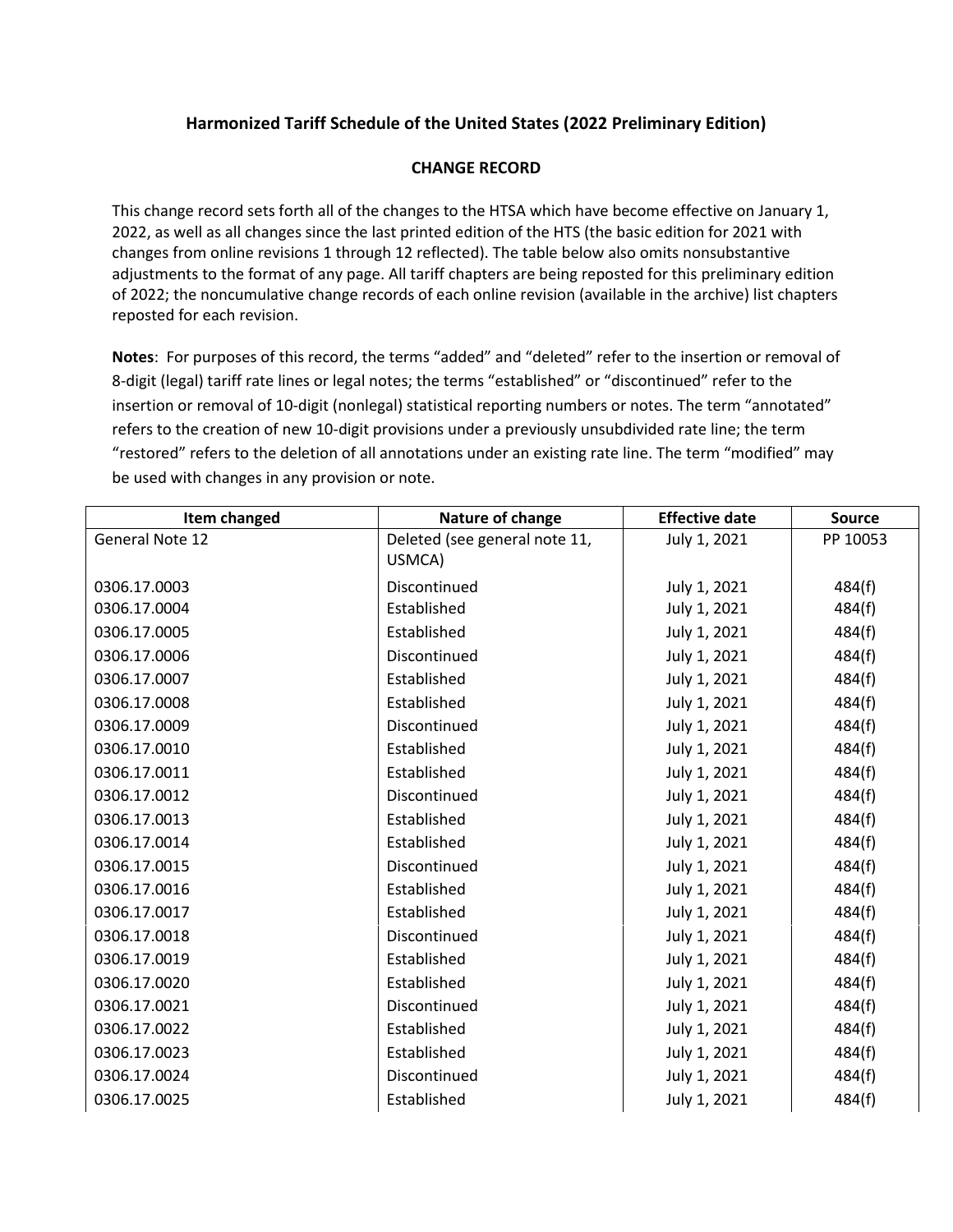# Harmonized Tariff Schedule of the United States (2022 Preliminary Edition)

## CHANGE RECORD

This change record sets forth all of the changes to the HTSA which have become effective on January 1, 2022, as well as all changes since the last printed edition of the HTS (the basic edition for 2021 with changes from online revisions 1 through 12 reflected). The table below also omits nonsubstantive adjustments to the format of any page. All tariff chapters are being reposted for this preliminary edition of 2022; the noncumulative change records of each online revision (available in the archive) list chapters reposted for each revision.

**Notes**: For purposes of this record, the terms "added" and "deleted" refer to the insertion or removal of 8-digit (legal) tariff rate lines or legal notes; the terms "established" or "discontinued" refer to the insertion or removal of 10-digit (nonlegal) statistical reporting numbers or notes. The term "annotated" refers to the creation of new 10-digit provisions under a previously unsubdivided rate line; the term "restored" refers to the deletion of all annotations under an existing rate line. The term "modified" may be used with changes in any provision or note.

| Item changed | Nature of change | Effective date | Source |
|---|---|---|---|
| General Note 12 | Deleted (see general note 11, USMCA) | July 1, 2021 | PP 10053 |
| 0306.17.0003 | Discontinued | July 1, 2021 | 484(f) |
| 0306.17.0004 | Established | July 1, 2021 | 484(f) |
| 0306.17.0005 | Established | July 1, 2021 | 484(f) |
| 0306.17.0006 | Discontinued | July 1, 2021 | 484(f) |
| 0306.17.0007 | Established | July 1, 2021 | 484(f) |
| 0306.17.0008 | Established | July 1, 2021 | 484(f) |
| 0306.17.0009 | Discontinued | July 1, 2021 | 484(f) |
| 0306.17.0010 | Established | July 1, 2021 | 484(f) |
| 0306.17.0011 | Established | July 1, 2021 | 484(f) |
| 0306.17.0012 | Discontinued | July 1, 2021 | 484(f) |
| 0306.17.0013 | Established | July 1, 2021 | 484(f) |
| 0306.17.0014 | Established | July 1, 2021 | 484(f) |
| 0306.17.0015 | Discontinued | July 1, 2021 | 484(f) |
| 0306.17.0016 | Established | July 1, 2021 | 484(f) |
| 0306.17.0017 | Established | July 1, 2021 | 484(f) |
| 0306.17.0018 | Discontinued | July 1, 2021 | 484(f) |
| 0306.17.0019 | Established | July 1, 2021 | 484(f) |
| 0306.17.0020 | Established | July 1, 2021 | 484(f) |
| 0306.17.0021 | Discontinued | July 1, 2021 | 484(f) |
| 0306.17.0022 | Established | July 1, 2021 | 484(f) |
| 0306.17.0023 | Established | July 1, 2021 | 484(f) |
| 0306.17.0024 | Discontinued | July 1, 2021 | 484(f) |
| 0306.17.0025 | Established | July 1, 2021 | 484(f) |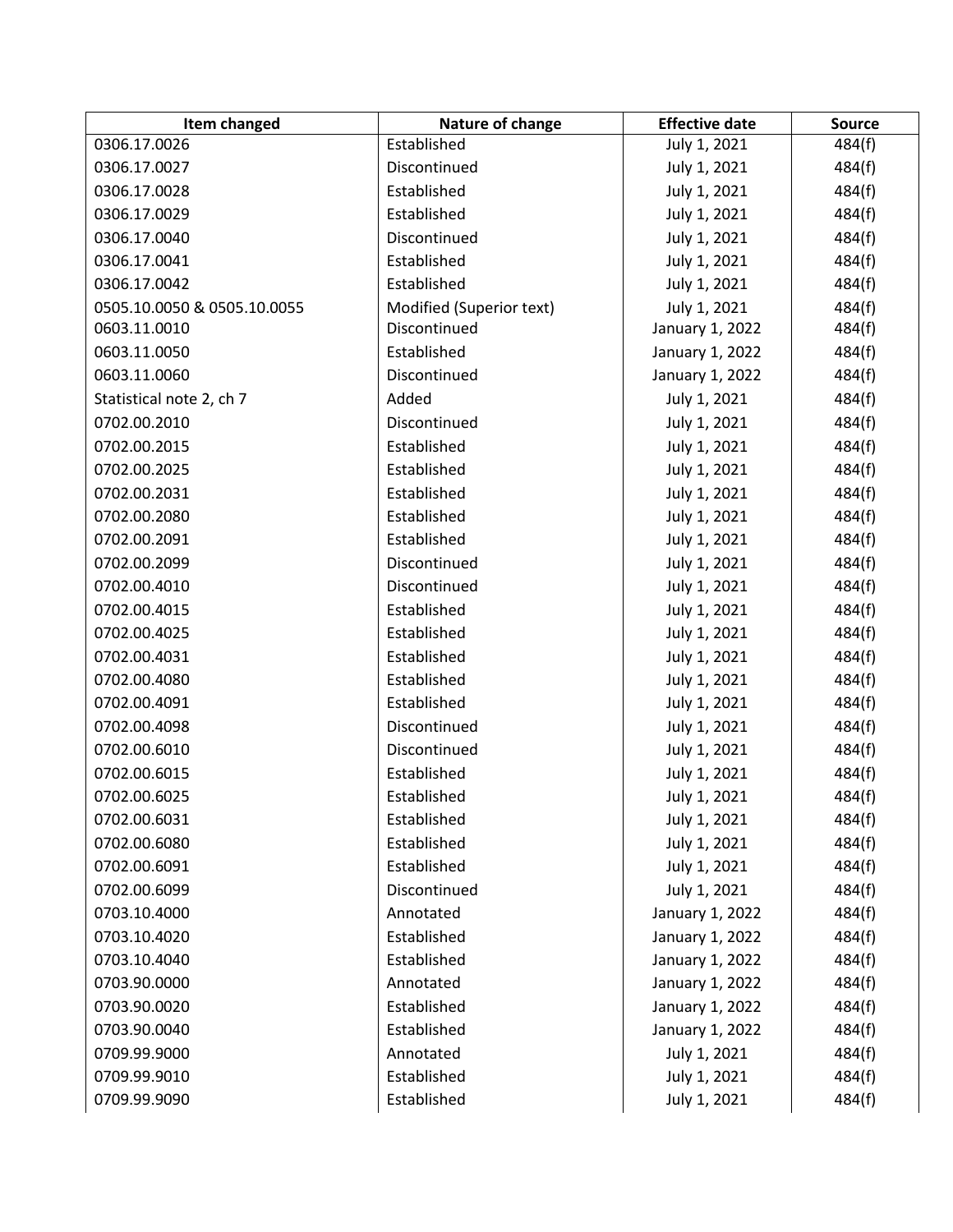| Item changed | Nature of change | Effective date | Source |
| --- | --- | --- | --- |
| 0306.17.0026 | Established | July 1, 2021 | 484(f) |
| 0306.17.0027 | Discontinued | July 1, 2021 | 484(f) |
| 0306.17.0028 | Established | July 1, 2021 | 484(f) |
| 0306.17.0029 | Established | July 1, 2021 | 484(f) |
| 0306.17.0040 | Discontinued | July 1, 2021 | 484(f) |
| 0306.17.0041 | Established | July 1, 2021 | 484(f) |
| 0306.17.0042 | Established | July 1, 2021 | 484(f) |
| 0505.10.0050 & 0505.10.0055 | Modified (Superior text) | July 1, 2021 | 484(f) |
| 0603.11.0010 | Discontinued | January 1, 2022 | 484(f) |
| 0603.11.0050 | Established | January 1, 2022 | 484(f) |
| 0603.11.0060 | Discontinued | January 1, 2022 | 484(f) |
| Statistical note 2, ch 7 | Added | July 1, 2021 | 484(f) |
| 0702.00.2010 | Discontinued | July 1, 2021 | 484(f) |
| 0702.00.2015 | Established | July 1, 2021 | 484(f) |
| 0702.00.2025 | Established | July 1, 2021 | 484(f) |
| 0702.00.2031 | Established | July 1, 2021 | 484(f) |
| 0702.00.2080 | Established | July 1, 2021 | 484(f) |
| 0702.00.2091 | Established | July 1, 2021 | 484(f) |
| 0702.00.2099 | Discontinued | July 1, 2021 | 484(f) |
| 0702.00.4010 | Discontinued | July 1, 2021 | 484(f) |
| 0702.00.4015 | Established | July 1, 2021 | 484(f) |
| 0702.00.4025 | Established | July 1, 2021 | 484(f) |
| 0702.00.4031 | Established | July 1, 2021 | 484(f) |
| 0702.00.4080 | Established | July 1, 2021 | 484(f) |
| 0702.00.4091 | Established | July 1, 2021 | 484(f) |
| 0702.00.4098 | Discontinued | July 1, 2021 | 484(f) |
| 0702.00.6010 | Discontinued | July 1, 2021 | 484(f) |
| 0702.00.6015 | Established | July 1, 2021 | 484(f) |
| 0702.00.6025 | Established | July 1, 2021 | 484(f) |
| 0702.00.6031 | Established | July 1, 2021 | 484(f) |
| 0702.00.6080 | Established | July 1, 2021 | 484(f) |
| 0702.00.6091 | Established | July 1, 2021 | 484(f) |
| 0702.00.6099 | Discontinued | July 1, 2021 | 484(f) |
| 0703.10.4000 | Annotated | January 1, 2022 | 484(f) |
| 0703.10.4020 | Established | January 1, 2022 | 484(f) |
| 0703.10.4040 | Established | January 1, 2022 | 484(f) |
| 0703.90.0000 | Annotated | January 1, 2022 | 484(f) |
| 0703.90.0020 | Established | January 1, 2022 | 484(f) |
| 0703.90.0040 | Established | January 1, 2022 | 484(f) |
| 0709.99.9000 | Annotated | July 1, 2021 | 484(f) |
| 0709.99.9010 | Established | July 1, 2021 | 484(f) |
| 0709.99.9090 | Established | July 1, 2021 | 484(f) |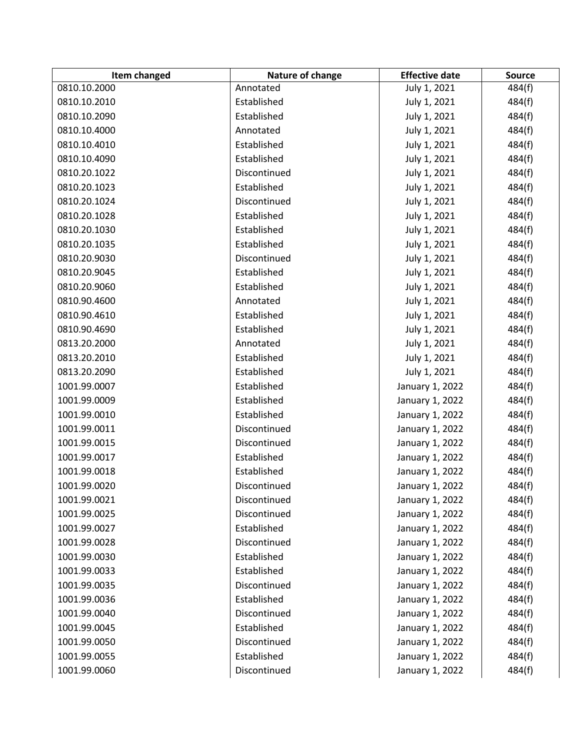| Item changed | Nature of change | Effective date | Source |
|---|---|---|---|
| 0810.10.2000 | Annotated | July 1, 2021 | 484(f) |
| 0810.10.2010 | Established | July 1, 2021 | 484(f) |
| 0810.10.2090 | Established | July 1, 2021 | 484(f) |
| 0810.10.4000 | Annotated | July 1, 2021 | 484(f) |
| 0810.10.4010 | Established | July 1, 2021 | 484(f) |
| 0810.10.4090 | Established | July 1, 2021 | 484(f) |
| 0810.20.1022 | Discontinued | July 1, 2021 | 484(f) |
| 0810.20.1023 | Established | July 1, 2021 | 484(f) |
| 0810.20.1024 | Discontinued | July 1, 2021 | 484(f) |
| 0810.20.1028 | Established | July 1, 2021 | 484(f) |
| 0810.20.1030 | Established | July 1, 2021 | 484(f) |
| 0810.20.1035 | Established | July 1, 2021 | 484(f) |
| 0810.20.9030 | Discontinued | July 1, 2021 | 484(f) |
| 0810.20.9045 | Established | July 1, 2021 | 484(f) |
| 0810.20.9060 | Established | July 1, 2021 | 484(f) |
| 0810.90.4600 | Annotated | July 1, 2021 | 484(f) |
| 0810.90.4610 | Established | July 1, 2021 | 484(f) |
| 0810.90.4690 | Established | July 1, 2021 | 484(f) |
| 0813.20.2000 | Annotated | July 1, 2021 | 484(f) |
| 0813.20.2010 | Established | July 1, 2021 | 484(f) |
| 0813.20.2090 | Established | July 1, 2021 | 484(f) |
| 1001.99.0007 | Established | January 1, 2022 | 484(f) |
| 1001.99.0009 | Established | January 1, 2022 | 484(f) |
| 1001.99.0010 | Established | January 1, 2022 | 484(f) |
| 1001.99.0011 | Discontinued | January 1, 2022 | 484(f) |
| 1001.99.0015 | Discontinued | January 1, 2022 | 484(f) |
| 1001.99.0017 | Established | January 1, 2022 | 484(f) |
| 1001.99.0018 | Established | January 1, 2022 | 484(f) |
| 1001.99.0020 | Discontinued | January 1, 2022 | 484(f) |
| 1001.99.0021 | Discontinued | January 1, 2022 | 484(f) |
| 1001.99.0025 | Discontinued | January 1, 2022 | 484(f) |
| 1001.99.0027 | Established | January 1, 2022 | 484(f) |
| 1001.99.0028 | Discontinued | January 1, 2022 | 484(f) |
| 1001.99.0030 | Established | January 1, 2022 | 484(f) |
| 1001.99.0033 | Established | January 1, 2022 | 484(f) |
| 1001.99.0035 | Discontinued | January 1, 2022 | 484(f) |
| 1001.99.0036 | Established | January 1, 2022 | 484(f) |
| 1001.99.0040 | Discontinued | January 1, 2022 | 484(f) |
| 1001.99.0045 | Established | January 1, 2022 | 484(f) |
| 1001.99.0050 | Discontinued | January 1, 2022 | 484(f) |
| 1001.99.0055 | Established | January 1, 2022 | 484(f) |
| 1001.99.0060 | Discontinued | January 1, 2022 | 484(f) |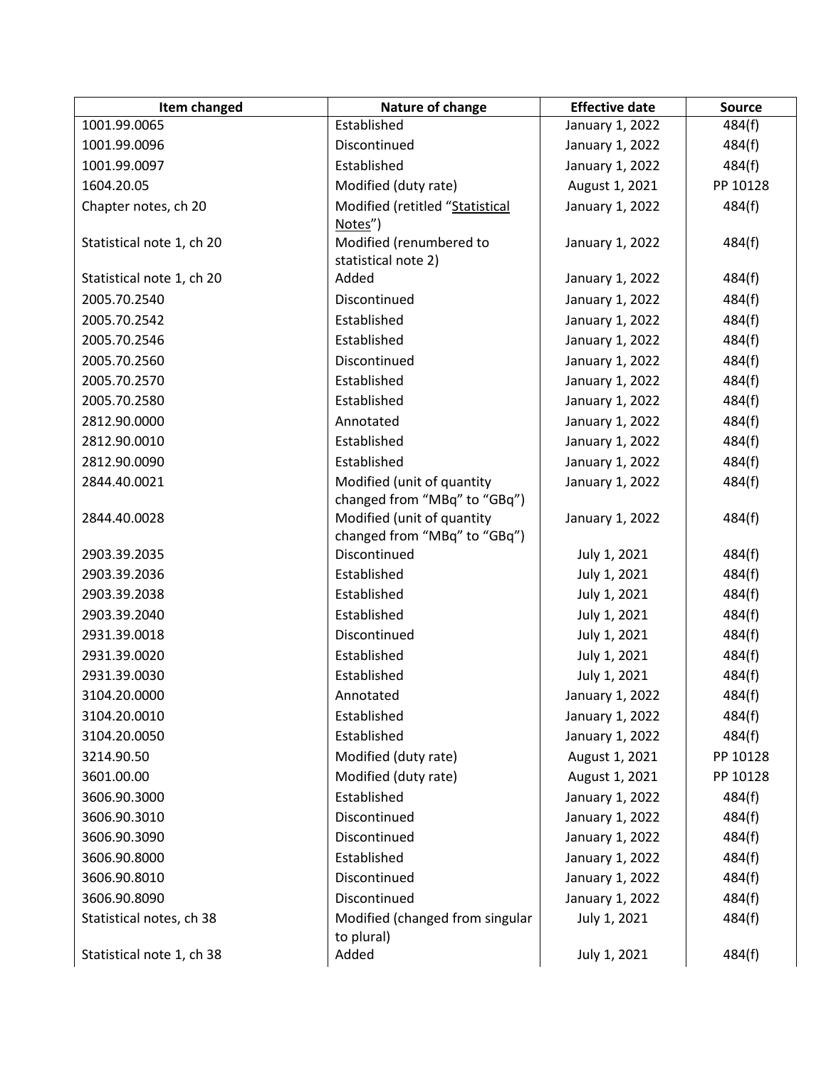| Item changed | Nature of change | Effective date | Source |
|---|---|---|---|
| 1001.99.0065 | Established | January 1, 2022 | 484(f) |
| 1001.99.0096 | Discontinued | January 1, 2022 | 484(f) |
| 1001.99.0097 | Established | January 1, 2022 | 484(f) |
| 1604.20.05 | Modified (duty rate) | August 1, 2021 | PP 10128 |
| Chapter notes, ch 20 | Modified (retitled "Statistical Notes") | January 1, 2022 | 484(f) |
| Statistical note 1, ch 20 | Modified (renumbered to statistical note 2) | January 1, 2022 | 484(f) |
| Statistical note 1, ch 20 | Added | January 1, 2022 | 484(f) |
| 2005.70.2540 | Discontinued | January 1, 2022 | 484(f) |
| 2005.70.2542 | Established | January 1, 2022 | 484(f) |
| 2005.70.2546 | Established | January 1, 2022 | 484(f) |
| 2005.70.2560 | Discontinued | January 1, 2022 | 484(f) |
| 2005.70.2570 | Established | January 1, 2022 | 484(f) |
| 2005.70.2580 | Established | January 1, 2022 | 484(f) |
| 2812.90.0000 | Annotated | January 1, 2022 | 484(f) |
| 2812.90.0010 | Established | January 1, 2022 | 484(f) |
| 2812.90.0090 | Established | January 1, 2022 | 484(f) |
| 2844.40.0021 | Modified (unit of quantity changed from "MBq" to "GBq") | January 1, 2022 | 484(f) |
| 2844.40.0028 | Modified (unit of quantity changed from "MBq" to "GBq") | January 1, 2022 | 484(f) |
| 2903.39.2035 | Discontinued | July 1, 2021 | 484(f) |
| 2903.39.2036 | Established | July 1, 2021 | 484(f) |
| 2903.39.2038 | Established | July 1, 2021 | 484(f) |
| 2903.39.2040 | Established | July 1, 2021 | 484(f) |
| 2931.39.0018 | Discontinued | July 1, 2021 | 484(f) |
| 2931.39.0020 | Established | July 1, 2021 | 484(f) |
| 2931.39.0030 | Established | July 1, 2021 | 484(f) |
| 3104.20.0000 | Annotated | January 1, 2022 | 484(f) |
| 3104.20.0010 | Established | January 1, 2022 | 484(f) |
| 3104.20.0050 | Established | January 1, 2022 | 484(f) |
| 3214.90.50 | Modified (duty rate) | August 1, 2021 | PP 10128 |
| 3601.00.00 | Modified (duty rate) | August 1, 2021 | PP 10128 |
| 3606.90.3000 | Established | January 1, 2022 | 484(f) |
| 3606.90.3010 | Discontinued | January 1, 2022 | 484(f) |
| 3606.90.3090 | Discontinued | January 1, 2022 | 484(f) |
| 3606.90.8000 | Established | January 1, 2022 | 484(f) |
| 3606.90.8010 | Discontinued | January 1, 2022 | 484(f) |
| 3606.90.8090 | Discontinued | January 1, 2022 | 484(f) |
| Statistical notes, ch 38 | Modified (changed from singular to plural) | July 1, 2021 | 484(f) |
| Statistical note 1, ch 38 | Added | July 1, 2021 | 484(f) |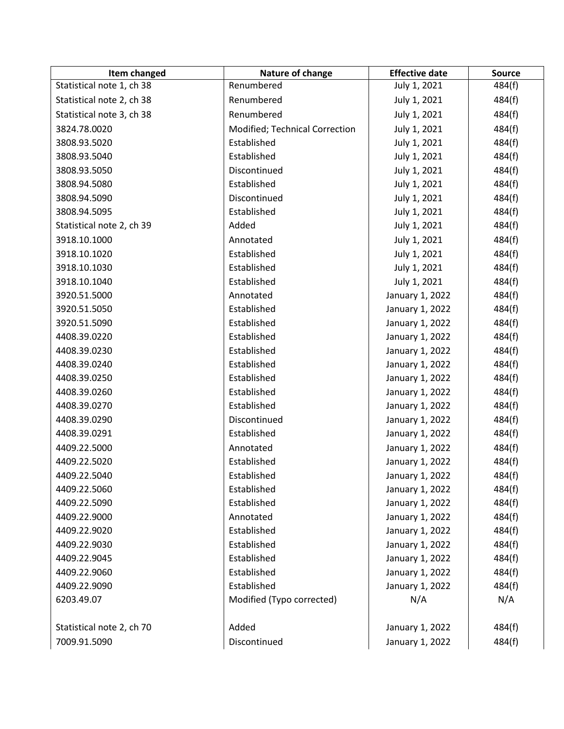| Item changed | Nature of change | Effective date | Source |
| --- | --- | --- | --- |
| Statistical note 1, ch 38 | Renumbered | July 1, 2021 | 484(f) |
| Statistical note 2, ch 38 | Renumbered | July 1, 2021 | 484(f) |
| Statistical note 3, ch 38 | Renumbered | July 1, 2021 | 484(f) |
| 3824.78.0020 | Modified; Technical Correction | July 1, 2021 | 484(f) |
| 3808.93.5020 | Established | July 1, 2021 | 484(f) |
| 3808.93.5040 | Established | July 1, 2021 | 484(f) |
| 3808.93.5050 | Discontinued | July 1, 2021 | 484(f) |
| 3808.94.5080 | Established | July 1, 2021 | 484(f) |
| 3808.94.5090 | Discontinued | July 1, 2021 | 484(f) |
| 3808.94.5095 | Established | July 1, 2021 | 484(f) |
| Statistical note 2, ch 39 | Added | July 1, 2021 | 484(f) |
| 3918.10.1000 | Annotated | July 1, 2021 | 484(f) |
| 3918.10.1020 | Established | July 1, 2021 | 484(f) |
| 3918.10.1030 | Established | July 1, 2021 | 484(f) |
| 3918.10.1040 | Established | July 1, 2021 | 484(f) |
| 3920.51.5000 | Annotated | January 1, 2022 | 484(f) |
| 3920.51.5050 | Established | January 1, 2022 | 484(f) |
| 3920.51.5090 | Established | January 1, 2022 | 484(f) |
| 4408.39.0220 | Established | January 1, 2022 | 484(f) |
| 4408.39.0230 | Established | January 1, 2022 | 484(f) |
| 4408.39.0240 | Established | January 1, 2022 | 484(f) |
| 4408.39.0250 | Established | January 1, 2022 | 484(f) |
| 4408.39.0260 | Established | January 1, 2022 | 484(f) |
| 4408.39.0270 | Established | January 1, 2022 | 484(f) |
| 4408.39.0290 | Discontinued | January 1, 2022 | 484(f) |
| 4408.39.0291 | Established | January 1, 2022 | 484(f) |
| 4409.22.5000 | Annotated | January 1, 2022 | 484(f) |
| 4409.22.5020 | Established | January 1, 2022 | 484(f) |
| 4409.22.5040 | Established | January 1, 2022 | 484(f) |
| 4409.22.5060 | Established | January 1, 2022 | 484(f) |
| 4409.22.5090 | Established | January 1, 2022 | 484(f) |
| 4409.22.9000 | Annotated | January 1, 2022 | 484(f) |
| 4409.22.9020 | Established | January 1, 2022 | 484(f) |
| 4409.22.9030 | Established | January 1, 2022 | 484(f) |
| 4409.22.9045 | Established | January 1, 2022 | 484(f) |
| 4409.22.9060 | Established | January 1, 2022 | 484(f) |
| 4409.22.9090 | Established | January 1, 2022 | 484(f) |
| 6203.49.07 | Modified (Typo corrected) | N/A | N/A |
| Statistical note 2, ch 70 | Added | January 1, 2022 | 484(f) |
| 7009.91.5090 | Discontinued | January 1, 2022 | 484(f) |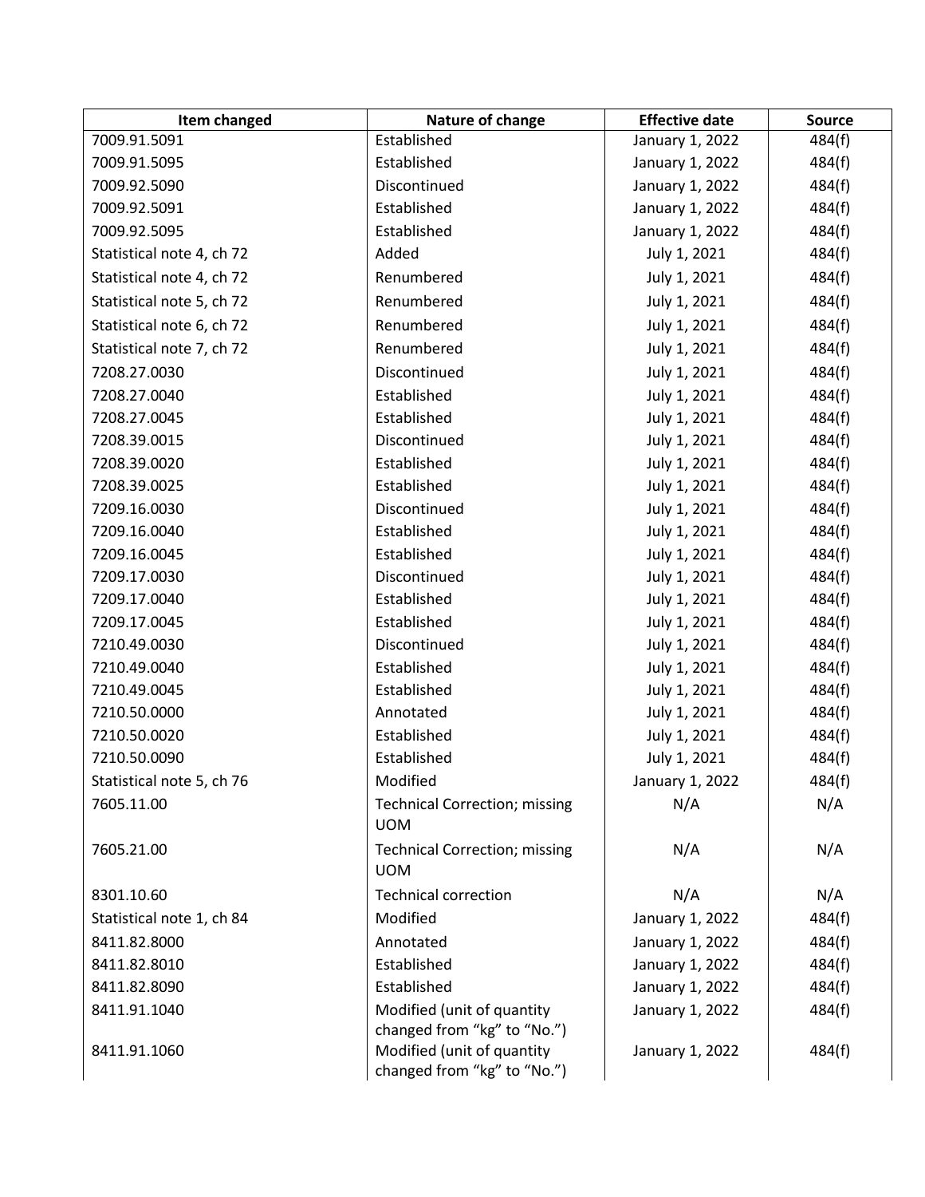| Item changed | Nature of change | Effective date | Source |
|---|---|---|---|
| 7009.91.5091 | Established | January 1, 2022 | 484(f) |
| 7009.91.5095 | Established | January 1, 2022 | 484(f) |
| 7009.92.5090 | Discontinued | January 1, 2022 | 484(f) |
| 7009.92.5091 | Established | January 1, 2022 | 484(f) |
| 7009.92.5095 | Established | January 1, 2022 | 484(f) |
| Statistical note 4, ch 72 | Added | July 1, 2021 | 484(f) |
| Statistical note 4, ch 72 | Renumbered | July 1, 2021 | 484(f) |
| Statistical note 5, ch 72 | Renumbered | July 1, 2021 | 484(f) |
| Statistical note 6, ch 72 | Renumbered | July 1, 2021 | 484(f) |
| Statistical note 7, ch 72 | Renumbered | July 1, 2021 | 484(f) |
| 7208.27.0030 | Discontinued | July 1, 2021 | 484(f) |
| 7208.27.0040 | Established | July 1, 2021 | 484(f) |
| 7208.27.0045 | Established | July 1, 2021 | 484(f) |
| 7208.39.0015 | Discontinued | July 1, 2021 | 484(f) |
| 7208.39.0020 | Established | July 1, 2021 | 484(f) |
| 7208.39.0025 | Established | July 1, 2021 | 484(f) |
| 7209.16.0030 | Discontinued | July 1, 2021 | 484(f) |
| 7209.16.0040 | Established | July 1, 2021 | 484(f) |
| 7209.16.0045 | Established | July 1, 2021 | 484(f) |
| 7209.17.0030 | Discontinued | July 1, 2021 | 484(f) |
| 7209.17.0040 | Established | July 1, 2021 | 484(f) |
| 7209.17.0045 | Established | July 1, 2021 | 484(f) |
| 7210.49.0030 | Discontinued | July 1, 2021 | 484(f) |
| 7210.49.0040 | Established | July 1, 2021 | 484(f) |
| 7210.49.0045 | Established | July 1, 2021 | 484(f) |
| 7210.50.0000 | Annotated | July 1, 2021 | 484(f) |
| 7210.50.0020 | Established | July 1, 2021 | 484(f) |
| 7210.50.0090 | Established | July 1, 2021 | 484(f) |
| Statistical note 5, ch 76 | Modified | January 1, 2022 | 484(f) |
| 7605.11.00 | Technical Correction; missing UOM | N/A | N/A |
| 7605.21.00 | Technical Correction; missing UOM | N/A | N/A |
| 8301.10.60 | Technical correction | N/A | N/A |
| Statistical note 1, ch 84 | Modified | January 1, 2022 | 484(f) |
| 8411.82.8000 | Annotated | January 1, 2022 | 484(f) |
| 8411.82.8010 | Established | January 1, 2022 | 484(f) |
| 8411.82.8090 | Established | January 1, 2022 | 484(f) |
| 8411.91.1040 | Modified (unit of quantity changed from "kg" to "No.") | January 1, 2022 | 484(f) |
| 8411.91.1060 | Modified (unit of quantity changed from "kg" to "No.") | January 1, 2022 | 484(f) |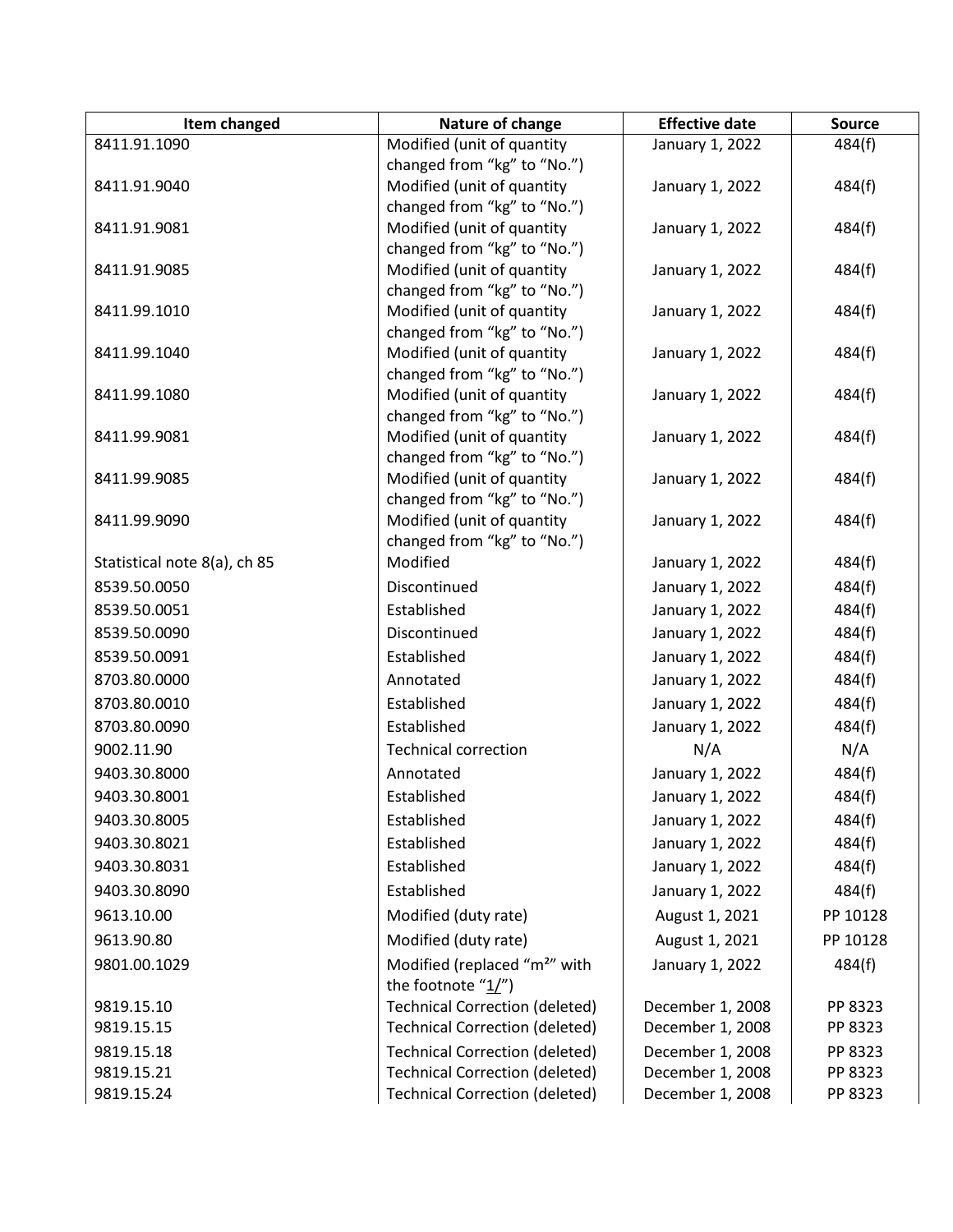| Item changed | Nature of change | Effective date | Source |
|---|---|---|---|
| 8411.91.1090 | Modified (unit of quantity changed from “kg” to “No.”) | January 1, 2022 | 484(f) |
| 8411.91.9040 | Modified (unit of quantity changed from “kg” to “No.”) | January 1, 2022 | 484(f) |
| 8411.91.9081 | Modified (unit of quantity changed from “kg” to “No.”) | January 1, 2022 | 484(f) |
| 8411.91.9085 | Modified (unit of quantity changed from “kg” to “No.”) | January 1, 2022 | 484(f) |
| 8411.99.1010 | Modified (unit of quantity changed from “kg” to “No.”) | January 1, 2022 | 484(f) |
| 8411.99.1040 | Modified (unit of quantity changed from “kg” to “No.”) | January 1, 2022 | 484(f) |
| 8411.99.1080 | Modified (unit of quantity changed from “kg” to “No.”) | January 1, 2022 | 484(f) |
| 8411.99.9081 | Modified (unit of quantity changed from “kg” to “No.”) | January 1, 2022 | 484(f) |
| 8411.99.9085 | Modified (unit of quantity changed from “kg” to “No.”) | January 1, 2022 | 484(f) |
| 8411.99.9090 | Modified (unit of quantity changed from “kg” to “No.”) | January 1, 2022 | 484(f) |
| Statistical note 8(a), ch 85 | Modified | January 1, 2022 | 484(f) |
| 8539.50.0050 | Discontinued | January 1, 2022 | 484(f) |
| 8539.50.0051 | Established | January 1, 2022 | 484(f) |
| 8539.50.0090 | Discontinued | January 1, 2022 | 484(f) |
| 8539.50.0091 | Established | January 1, 2022 | 484(f) |
| 8703.80.0000 | Annotated | January 1, 2022 | 484(f) |
| 8703.80.0010 | Established | January 1, 2022 | 484(f) |
| 8703.80.0090 | Established | January 1, 2022 | 484(f) |
| 9002.11.90 | Technical correction | N/A | N/A |
| 9403.30.8000 | Annotated | January 1, 2022 | 484(f) |
| 9403.30.8001 | Established | January 1, 2022 | 484(f) |
| 9403.30.8005 | Established | January 1, 2022 | 484(f) |
| 9403.30.8021 | Established | January 1, 2022 | 484(f) |
| 9403.30.8031 | Established | January 1, 2022 | 484(f) |
| 9403.30.8090 | Established | January 1, 2022 | 484(f) |
| 9613.10.00 | Modified (duty rate) | August 1, 2021 | PP 10128 |
| 9613.90.80 | Modified (duty rate) | August 1, 2021 | PP 10128 |
| 9801.00.1029 | Modified (replaced “$m^2$” with the footnote “1/”) | January 1, 2022 | 484(f) |
| 9819.15.10 | Technical Correction (deleted) | December 1, 2008 | PP 8323 |
| 9819.15.15 | Technical Correction (deleted) | December 1, 2008 | PP 8323 |
| 9819.15.18 | Technical Correction (deleted) | December 1, 2008 | PP 8323 |
| 9819.15.21 | Technical Correction (deleted) | December 1, 2008 | PP 8323 |
| 9819.15.24 | Technical Correction (deleted) | December 1, 2008 | PP 8323 |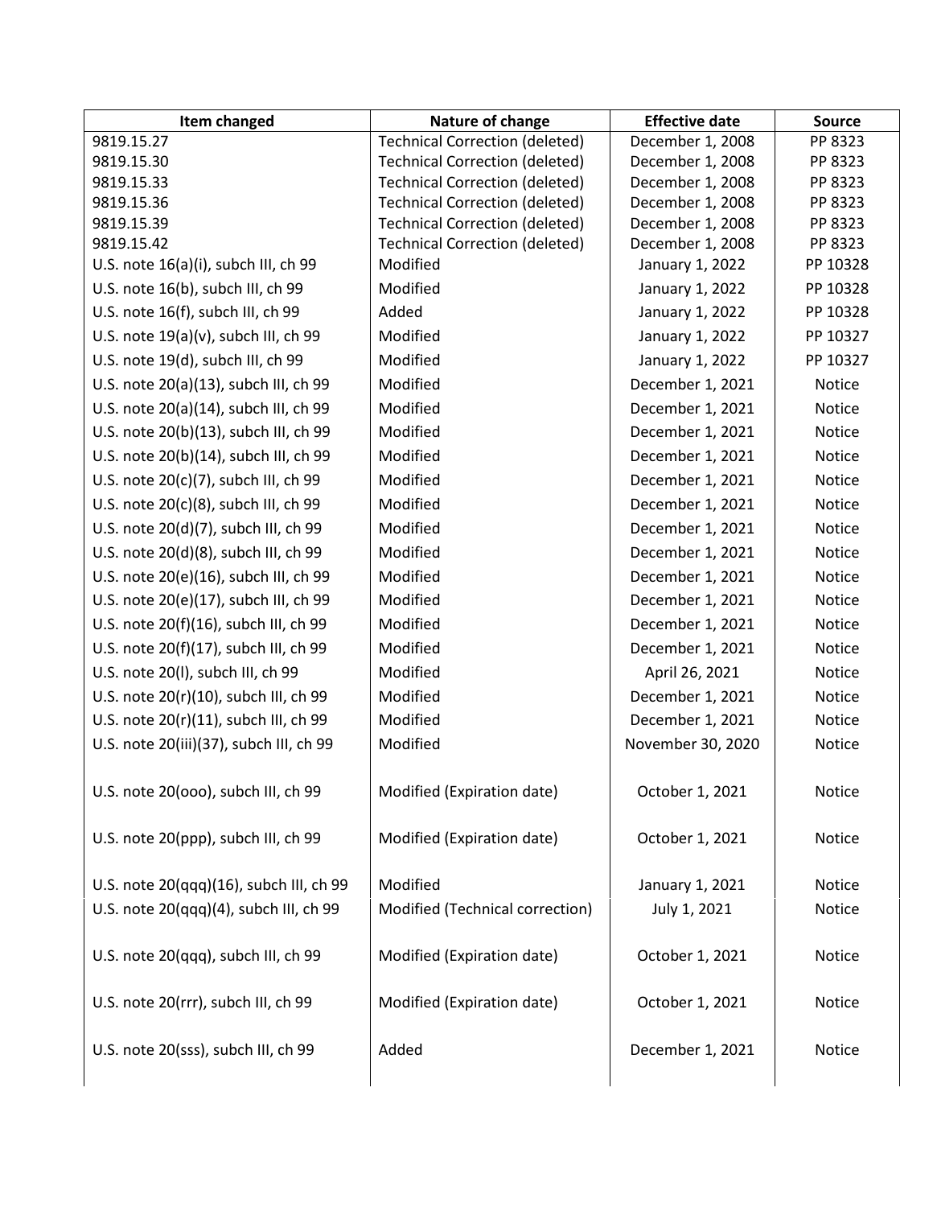| Item changed | Nature of change | Effective date | Source |
|---|---|---|---|
| 9819.15.27 | Technical Correction (deleted) | December 1, 2008 | PP 8323 |
| 9819.15.30 | Technical Correction (deleted) | December 1, 2008 | PP 8323 |
| 9819.15.33 | Technical Correction (deleted) | December 1, 2008 | PP 8323 |
| 9819.15.36 | Technical Correction (deleted) | December 1, 2008 | PP 8323 |
| 9819.15.39 | Technical Correction (deleted) | December 1, 2008 | PP 8323 |
| 9819.15.42 | Technical Correction (deleted) | December 1, 2008 | PP 8323 |
| U.S. note 16(a)(i), subch III, ch 99 | Modified | January 1, 2022 | PP 10328 |
| U.S. note 16(b), subch III, ch 99 | Modified | January 1, 2022 | PP 10328 |
| U.S. note 16(f), subch III, ch 99 | Added | January 1, 2022 | PP 10328 |
| U.S. note 19(a)(v), subch III, ch 99 | Modified | January 1, 2022 | PP 10327 |
| U.S. note 19(d), subch III, ch 99 | Modified | January 1, 2022 | PP 10327 |
| U.S. note 20(a)(13), subch III, ch 99 | Modified | December 1, 2021 | Notice |
| U.S. note 20(a)(14), subch III, ch 99 | Modified | December 1, 2021 | Notice |
| U.S. note 20(b)(13), subch III, ch 99 | Modified | December 1, 2021 | Notice |
| U.S. note 20(b)(14), subch III, ch 99 | Modified | December 1, 2021 | Notice |
| U.S. note 20(c)(7), subch III, ch 99 | Modified | December 1, 2021 | Notice |
| U.S. note 20(c)(8), subch III, ch 99 | Modified | December 1, 2021 | Notice |
| U.S. note 20(d)(7), subch III, ch 99 | Modified | December 1, 2021 | Notice |
| U.S. note 20(d)(8), subch III, ch 99 | Modified | December 1, 2021 | Notice |
| U.S. note 20(e)(16), subch III, ch 99 | Modified | December 1, 2021 | Notice |
| U.S. note 20(e)(17), subch III, ch 99 | Modified | December 1, 2021 | Notice |
| U.S. note 20(f)(16), subch III, ch 99 | Modified | December 1, 2021 | Notice |
| U.S. note 20(f)(17), subch III, ch 99 | Modified | December 1, 2021 | Notice |
| U.S. note 20(l), subch III, ch 99 | Modified | April 26, 2021 | Notice |
| U.S. note 20(r)(10), subch III, ch 99 | Modified | December 1, 2021 | Notice |
| U.S. note 20(r)(11), subch III, ch 99 | Modified | December 1, 2021 | Notice |
| U.S. note 20(iii)(37), subch III, ch 99 | Modified | November 30, 2020 | Notice |
| U.S. note 20(ooo), subch III, ch 99 | Modified (Expiration date) | October 1, 2021 | Notice |
| U.S. note 20(ppp), subch III, ch 99 | Modified (Expiration date) | October 1, 2021 | Notice |
| U.S. note 20(qqq)(16), subch III, ch 99 | Modified | January 1, 2021 | Notice |
| U.S. note 20(qqq)(4), subch III, ch 99 | Modified (Technical correction) | July 1, 2021 | Notice |
| U.S. note 20(qqq), subch III, ch 99 | Modified (Expiration date) | October 1, 2021 | Notice |
| U.S. note 20(rrr), subch III, ch 99 | Modified (Expiration date) | October 1, 2021 | Notice |
| U.S. note 20(sss), subch III, ch 99 | Added | December 1, 2021 | Notice |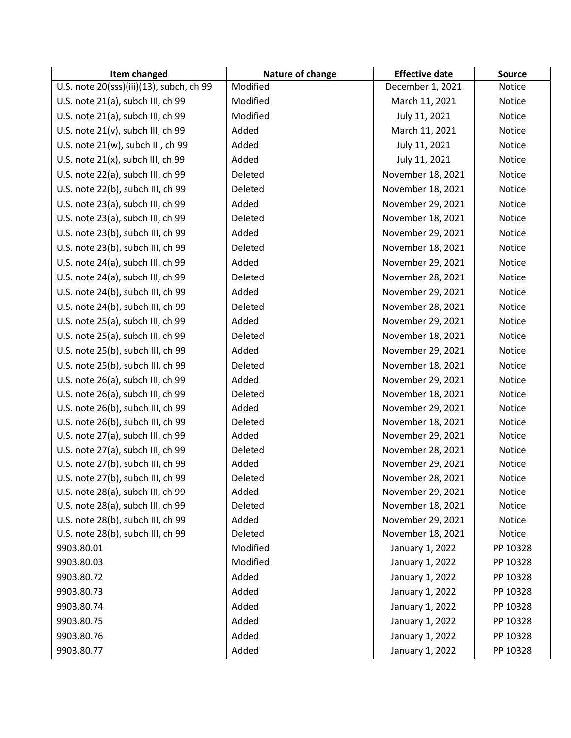| Item changed | Nature of change | Effective date | Source |
| --- | --- | --- | --- |
| U.S. note 20(sss)(iii)(13), subch, ch 99 | Modified | December 1, 2021 | Notice |
| U.S. note 21(a), subch III, ch 99 | Modified | March 11, 2021 | Notice |
| U.S. note 21(a), subch III, ch 99 | Modified | July 11, 2021 | Notice |
| U.S. note 21(v), subch III, ch 99 | Added | March 11, 2021 | Notice |
| U.S. note 21(w), subch III, ch 99 | Added | July 11, 2021 | Notice |
| U.S. note 21(x), subch III, ch 99 | Added | July 11, 2021 | Notice |
| U.S. note 22(a), subch III, ch 99 | Deleted | November 18, 2021 | Notice |
| U.S. note 22(b), subch III, ch 99 | Deleted | November 18, 2021 | Notice |
| U.S. note 23(a), subch III, ch 99 | Added | November 29, 2021 | Notice |
| U.S. note 23(a), subch III, ch 99 | Deleted | November 18, 2021 | Notice |
| U.S. note 23(b), subch III, ch 99 | Added | November 29, 2021 | Notice |
| U.S. note 23(b), subch III, ch 99 | Deleted | November 18, 2021 | Notice |
| U.S. note 24(a), subch III, ch 99 | Added | November 29, 2021 | Notice |
| U.S. note 24(a), subch III, ch 99 | Deleted | November 28, 2021 | Notice |
| U.S. note 24(b), subch III, ch 99 | Added | November 29, 2021 | Notice |
| U.S. note 24(b), subch III, ch 99 | Deleted | November 28, 2021 | Notice |
| U.S. note 25(a), subch III, ch 99 | Added | November 29, 2021 | Notice |
| U.S. note 25(a), subch III, ch 99 | Deleted | November 18, 2021 | Notice |
| U.S. note 25(b), subch III, ch 99 | Added | November 29, 2021 | Notice |
| U.S. note 25(b), subch III, ch 99 | Deleted | November 18, 2021 | Notice |
| U.S. note 26(a), subch III, ch 99 | Added | November 29, 2021 | Notice |
| U.S. note 26(a), subch III, ch 99 | Deleted | November 18, 2021 | Notice |
| U.S. note 26(b), subch III, ch 99 | Added | November 29, 2021 | Notice |
| U.S. note 26(b), subch III, ch 99 | Deleted | November 18, 2021 | Notice |
| U.S. note 27(a), subch III, ch 99 | Added | November 29, 2021 | Notice |
| U.S. note 27(a), subch III, ch 99 | Deleted | November 28, 2021 | Notice |
| U.S. note 27(b), subch III, ch 99 | Added | November 29, 2021 | Notice |
| U.S. note 27(b), subch III, ch 99 | Deleted | November 28, 2021 | Notice |
| U.S. note 28(a), subch III, ch 99 | Added | November 29, 2021 | Notice |
| U.S. note 28(a), subch III, ch 99 | Deleted | November 18, 2021 | Notice |
| U.S. note 28(b), subch III, ch 99 | Added | November 29, 2021 | Notice |
| U.S. note 28(b), subch III, ch 99 | Deleted | November 18, 2021 | Notice |
| 9903.80.01 | Modified | January 1, 2022 | PP 10328 |
| 9903.80.03 | Modified | January 1, 2022 | PP 10328 |
| 9903.80.72 | Added | January 1, 2022 | PP 10328 |
| 9903.80.73 | Added | January 1, 2022 | PP 10328 |
| 9903.80.74 | Added | January 1, 2022 | PP 10328 |
| 9903.80.75 | Added | January 1, 2022 | PP 10328 |
| 9903.80.76 | Added | January 1, 2022 | PP 10328 |
| 9903.80.77 | Added | January 1, 2022 | PP 10328 |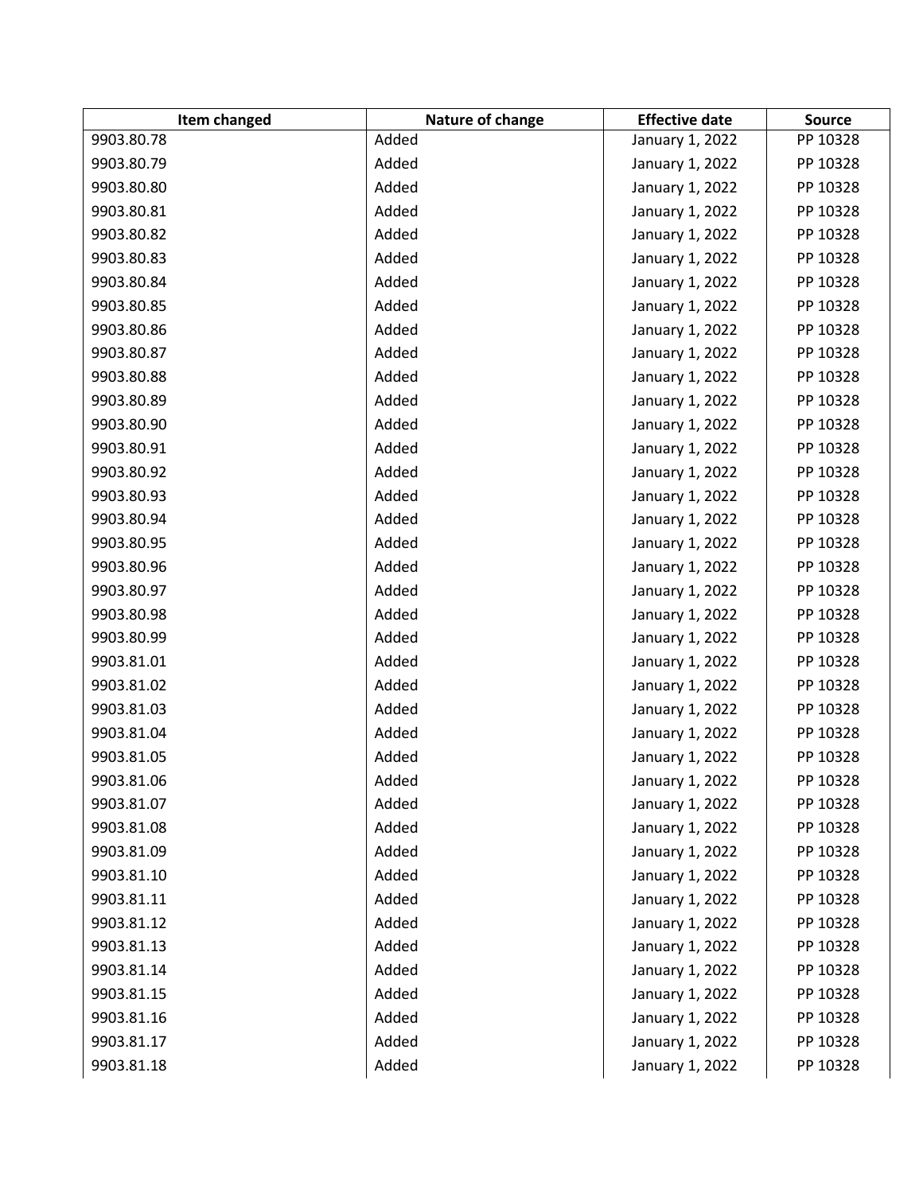| Item changed | Nature of change | Effective date | Source |
| --- | --- | --- | --- |
| 9903.80.78 | Added | January 1, 2022 | PP 10328 |
| 9903.80.79 | Added | January 1, 2022 | PP 10328 |
| 9903.80.80 | Added | January 1, 2022 | PP 10328 |
| 9903.80.81 | Added | January 1, 2022 | PP 10328 |
| 9903.80.82 | Added | January 1, 2022 | PP 10328 |
| 9903.80.83 | Added | January 1, 2022 | PP 10328 |
| 9903.80.84 | Added | January 1, 2022 | PP 10328 |
| 9903.80.85 | Added | January 1, 2022 | PP 10328 |
| 9903.80.86 | Added | January 1, 2022 | PP 10328 |
| 9903.80.87 | Added | January 1, 2022 | PP 10328 |
| 9903.80.88 | Added | January 1, 2022 | PP 10328 |
| 9903.80.89 | Added | January 1, 2022 | PP 10328 |
| 9903.80.90 | Added | January 1, 2022 | PP 10328 |
| 9903.80.91 | Added | January 1, 2022 | PP 10328 |
| 9903.80.92 | Added | January 1, 2022 | PP 10328 |
| 9903.80.93 | Added | January 1, 2022 | PP 10328 |
| 9903.80.94 | Added | January 1, 2022 | PP 10328 |
| 9903.80.95 | Added | January 1, 2022 | PP 10328 |
| 9903.80.96 | Added | January 1, 2022 | PP 10328 |
| 9903.80.97 | Added | January 1, 2022 | PP 10328 |
| 9903.80.98 | Added | January 1, 2022 | PP 10328 |
| 9903.80.99 | Added | January 1, 2022 | PP 10328 |
| 9903.81.01 | Added | January 1, 2022 | PP 10328 |
| 9903.81.02 | Added | January 1, 2022 | PP 10328 |
| 9903.81.03 | Added | January 1, 2022 | PP 10328 |
| 9903.81.04 | Added | January 1, 2022 | PP 10328 |
| 9903.81.05 | Added | January 1, 2022 | PP 10328 |
| 9903.81.06 | Added | January 1, 2022 | PP 10328 |
| 9903.81.07 | Added | January 1, 2022 | PP 10328 |
| 9903.81.08 | Added | January 1, 2022 | PP 10328 |
| 9903.81.09 | Added | January 1, 2022 | PP 10328 |
| 9903.81.10 | Added | January 1, 2022 | PP 10328 |
| 9903.81.11 | Added | January 1, 2022 | PP 10328 |
| 9903.81.12 | Added | January 1, 2022 | PP 10328 |
| 9903.81.13 | Added | January 1, 2022 | PP 10328 |
| 9903.81.14 | Added | January 1, 2022 | PP 10328 |
| 9903.81.15 | Added | January 1, 2022 | PP 10328 |
| 9903.81.16 | Added | January 1, 2022 | PP 10328 |
| 9903.81.17 | Added | January 1, 2022 | PP 10328 |
| 9903.81.18 | Added | January 1, 2022 | PP 10328 |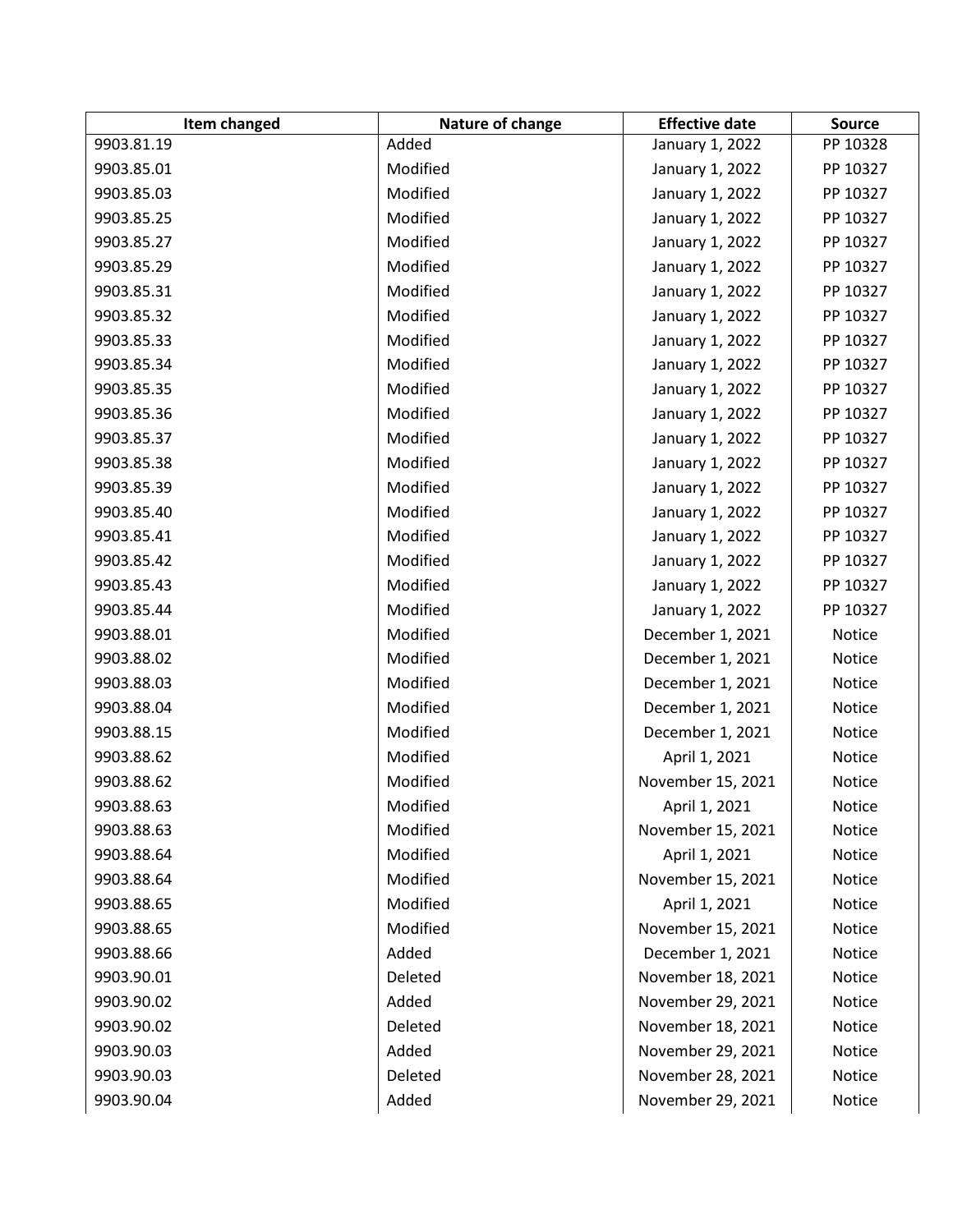| Item changed | Nature of change | Effective date | Source |
|---|---|---|---|
| 9903.81.19 | Added | January 1, 2022 | PP 10328 |
| 9903.85.01 | Modified | January 1, 2022 | PP 10327 |
| 9903.85.03 | Modified | January 1, 2022 | PP 10327 |
| 9903.85.25 | Modified | January 1, 2022 | PP 10327 |
| 9903.85.27 | Modified | January 1, 2022 | PP 10327 |
| 9903.85.29 | Modified | January 1, 2022 | PP 10327 |
| 9903.85.31 | Modified | January 1, 2022 | PP 10327 |
| 9903.85.32 | Modified | January 1, 2022 | PP 10327 |
| 9903.85.33 | Modified | January 1, 2022 | PP 10327 |
| 9903.85.34 | Modified | January 1, 2022 | PP 10327 |
| 9903.85.35 | Modified | January 1, 2022 | PP 10327 |
| 9903.85.36 | Modified | January 1, 2022 | PP 10327 |
| 9903.85.37 | Modified | January 1, 2022 | PP 10327 |
| 9903.85.38 | Modified | January 1, 2022 | PP 10327 |
| 9903.85.39 | Modified | January 1, 2022 | PP 10327 |
| 9903.85.40 | Modified | January 1, 2022 | PP 10327 |
| 9903.85.41 | Modified | January 1, 2022 | PP 10327 |
| 9903.85.42 | Modified | January 1, 2022 | PP 10327 |
| 9903.85.43 | Modified | January 1, 2022 | PP 10327 |
| 9903.85.44 | Modified | January 1, 2022 | PP 10327 |
| 9903.88.01 | Modified | December 1, 2021 | Notice |
| 9903.88.02 | Modified | December 1, 2021 | Notice |
| 9903.88.03 | Modified | December 1, 2021 | Notice |
| 9903.88.04 | Modified | December 1, 2021 | Notice |
| 9903.88.15 | Modified | December 1, 2021 | Notice |
| 9903.88.62 | Modified | April 1, 2021 | Notice |
| 9903.88.62 | Modified | November 15, 2021 | Notice |
| 9903.88.63 | Modified | April 1, 2021 | Notice |
| 9903.88.63 | Modified | November 15, 2021 | Notice |
| 9903.88.64 | Modified | April 1, 2021 | Notice |
| 9903.88.64 | Modified | November 15, 2021 | Notice |
| 9903.88.65 | Modified | April 1, 2021 | Notice |
| 9903.88.65 | Modified | November 15, 2021 | Notice |
| 9903.88.66 | Added | December 1, 2021 | Notice |
| 9903.90.01 | Deleted | November 18, 2021 | Notice |
| 9903.90.02 | Added | November 29, 2021 | Notice |
| 9903.90.02 | Deleted | November 18, 2021 | Notice |
| 9903.90.03 | Added | November 29, 2021 | Notice |
| 9903.90.03 | Deleted | November 28, 2021 | Notice |
| 9903.90.04 | Added | November 29, 2021 | Notice |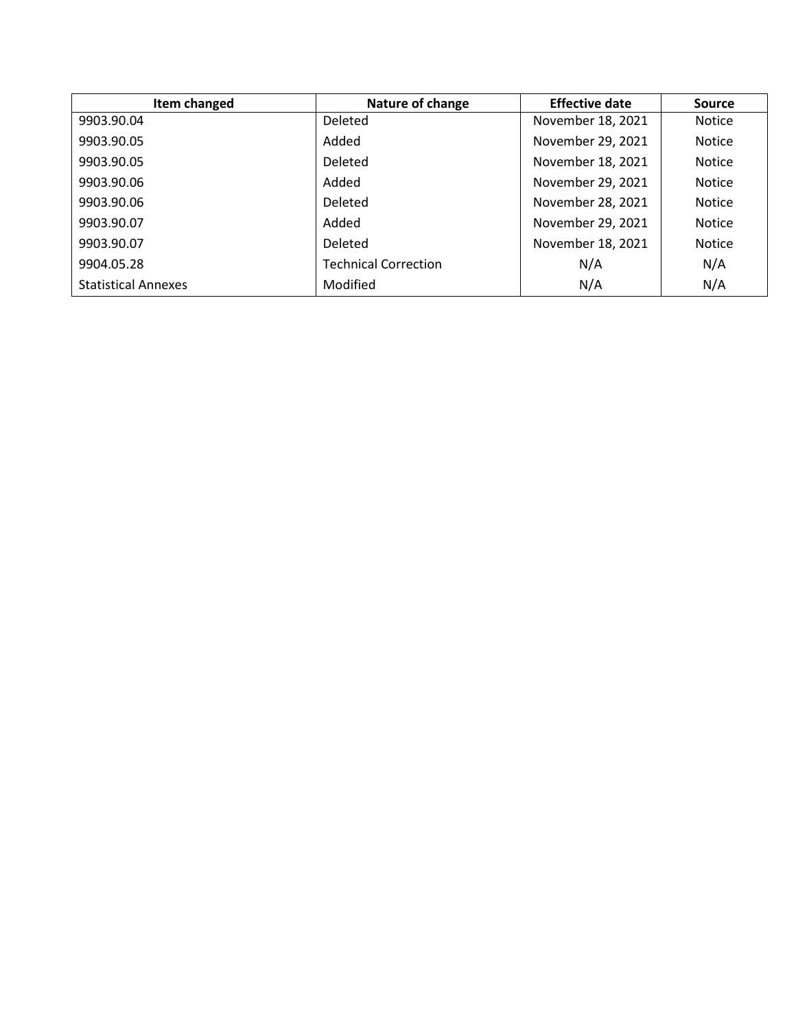| Item changed | Nature of change | Effective date | Source |
| --- | --- | --- | --- |
| 9903.90.04 | Deleted | November 18, 2021 | Notice |
| 9903.90.05 | Added | November 29, 2021 | Notice |
| 9903.90.05 | Deleted | November 18, 2021 | Notice |
| 9903.90.06 | Added | November 29, 2021 | Notice |
| 9903.90.06 | Deleted | November 28, 2021 | Notice |
| 9903.90.07 | Added | November 29, 2021 | Notice |
| 9903.90.07 | Deleted | November 18, 2021 | Notice |
| 9904.05.28 | Technical Correction | N/A | N/A |
| Statistical Annexes | Modified | N/A | N/A |